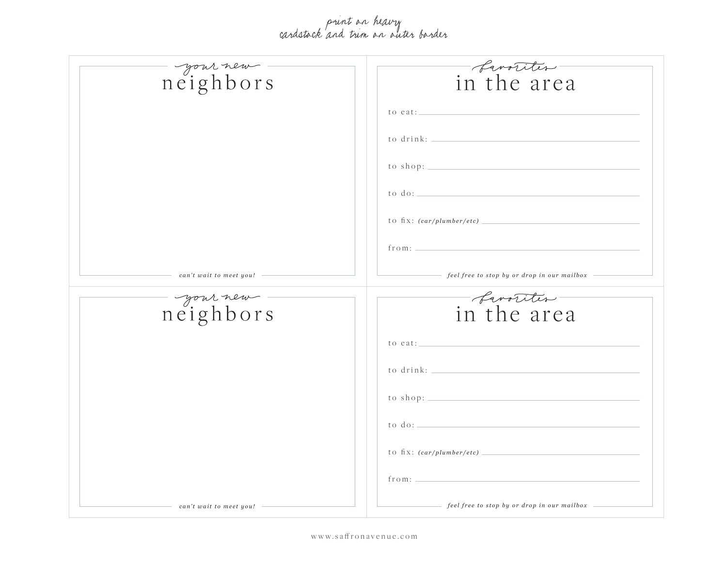*print on heavy cardstock and trim on outer border*

*your new*

# neighbors

*can't wait to meet you!*

*favorites*

# in the area

to eat: \_\_\_\_\_\_\_\_\_\_\_\_\_\_\_\_\_\_\_\_

to drink: \_\_\_\_\_\_\_\_\_\_\_\_\_\_\_\_\_\_\_\_

to shop: \_\_\_\_\_\_\_\_\_\_\_\_\_\_\_\_\_\_\_\_

to do: \_\_\_\_\_\_\_\_\_\_\_\_\_\_\_\_\_\_\_\_

to fix: *(car/plumber/etc)* \_\_\_\_\_\_\_\_\_\_\_\_\_\_\_\_\_\_\_\_

from: \_\_\_\_\_\_\_\_\_\_\_\_\_\_\_\_\_\_\_\_

*feel free to stop by or drop in our mailbox*

*your new*

# neighbors

*can't wait to meet you!*

*favorites*

# in the area

to eat: \_\_\_\_\_\_\_\_\_\_\_\_\_\_\_\_\_\_\_\_

to drink: \_\_\_\_\_\_\_\_\_\_\_\_\_\_\_\_\_\_\_\_

to shop: \_\_\_\_\_\_\_\_\_\_\_\_\_\_\_\_\_\_\_\_

to do: \_\_\_\_\_\_\_\_\_\_\_\_\_\_\_\_\_\_\_\_

to fix: *(car/plumber/etc)* \_\_\_\_\_\_\_\_\_\_\_\_\_\_\_\_\_\_\_\_

from: \_\_\_\_\_\_\_\_\_\_\_\_\_\_\_\_\_\_\_\_

*feel free to stop by or drop in our mailbox*

www.saffronavenue.com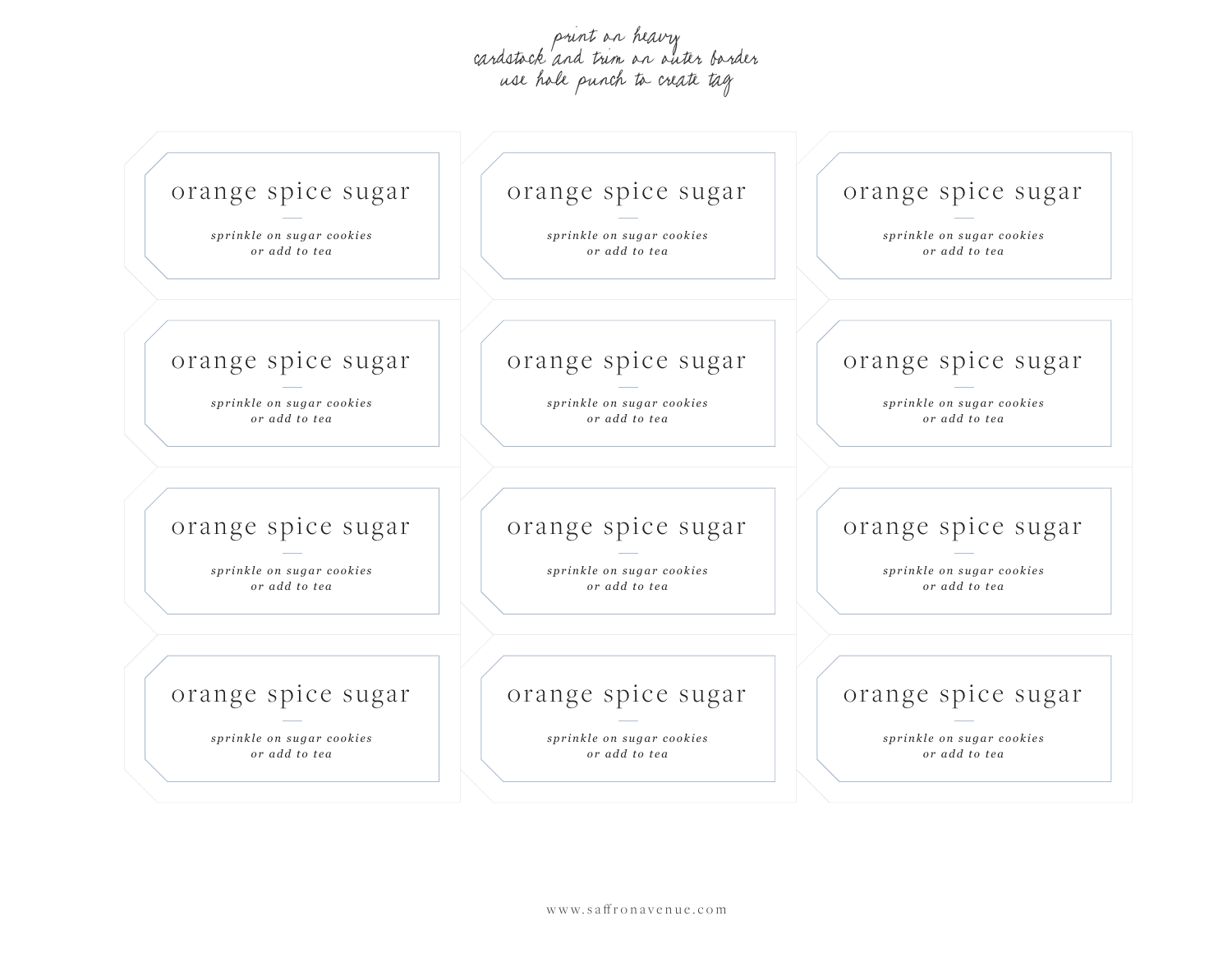print on heavy
cardstock and trim on outer border
use hole punch to create tag

orange spice sugar

*sprinkle on sugar cookies*
*or add to tea*

orange spice sugar

*sprinkle on sugar cookies*
*or add to tea*

orange spice sugar

*sprinkle on sugar cookies*
*or add to tea*

orange spice sugar

*sprinkle on sugar cookies*
*or add to tea*

orange spice sugar

*sprinkle on sugar cookies*
*or add to tea*

orange spice sugar

*sprinkle on sugar cookies*
*or add to tea*

orange spice sugar

*sprinkle on sugar cookies*
*or add to tea*

orange spice sugar

*sprinkle on sugar cookies*
*or add to tea*

orange spice sugar

*sprinkle on sugar cookies*
*or add to tea*

orange spice sugar

*sprinkle on sugar cookies*
*or add to tea*

orange spice sugar

*sprinkle on sugar cookies*
*or add to tea*

orange spice sugar

*sprinkle on sugar cookies*
*or add to tea*

www.saffronavenue.com